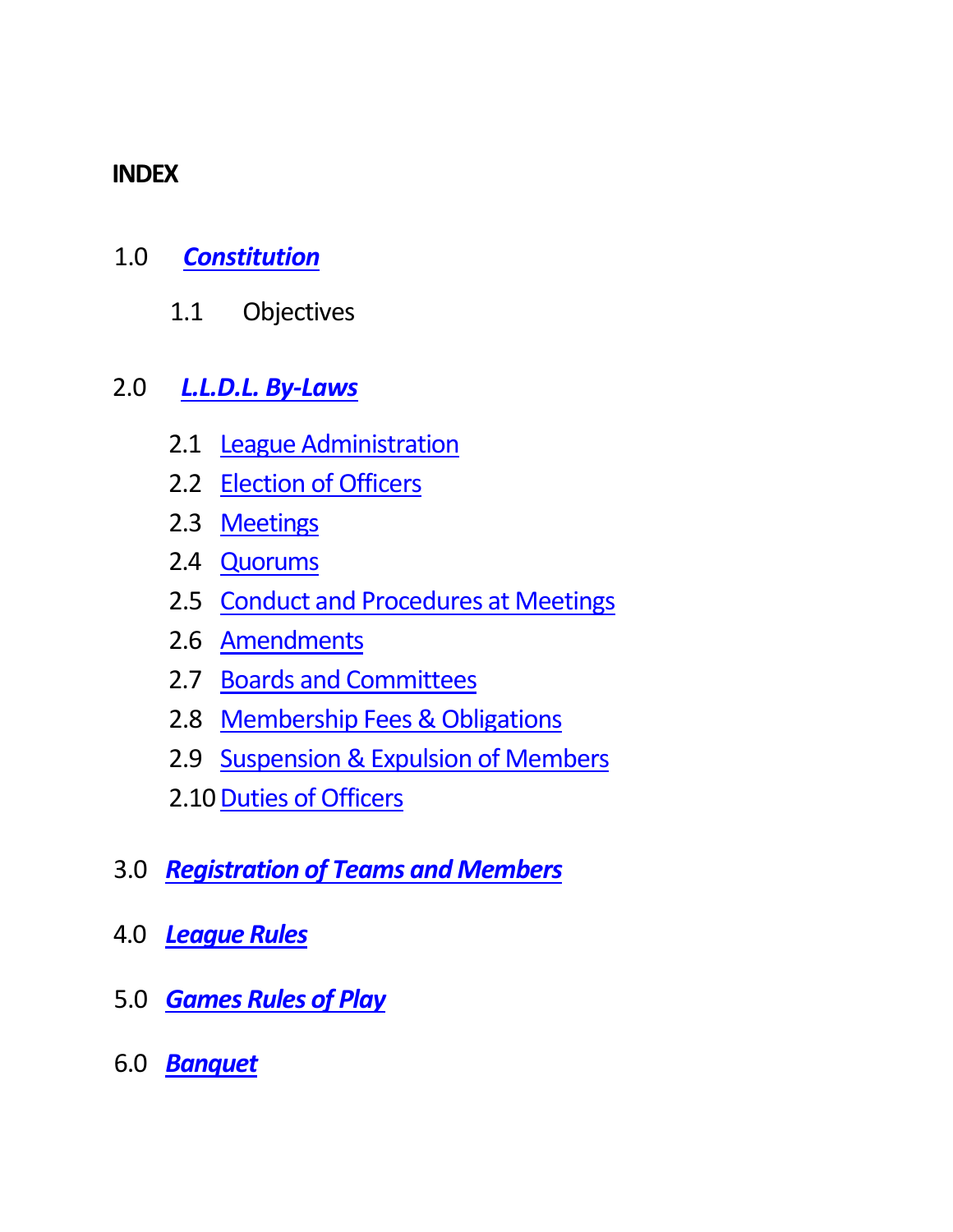**INDEX**

1.0 ***Constitution***

- 1.1 Objectives

2.0 ***L.L.D.L. By-Laws***

- 2.1 League Administration
- 2.2 Election of Officers
- 2.3 Meetings
- 2.4 Quorums
- 2.5 Conduct and Procedures at Meetings
- 2.6 Amendments
- 2.7 Boards and Committees
- 2.8 Membership Fees & Obligations
- 2.9 Suspension & Expulsion of Members
- 2.10 Duties of Officers

3.0 ***Registration of Teams and Members***

4.0 ***League Rules***

5.0 ***Games Rules of Play***

6.0 ***Banquet***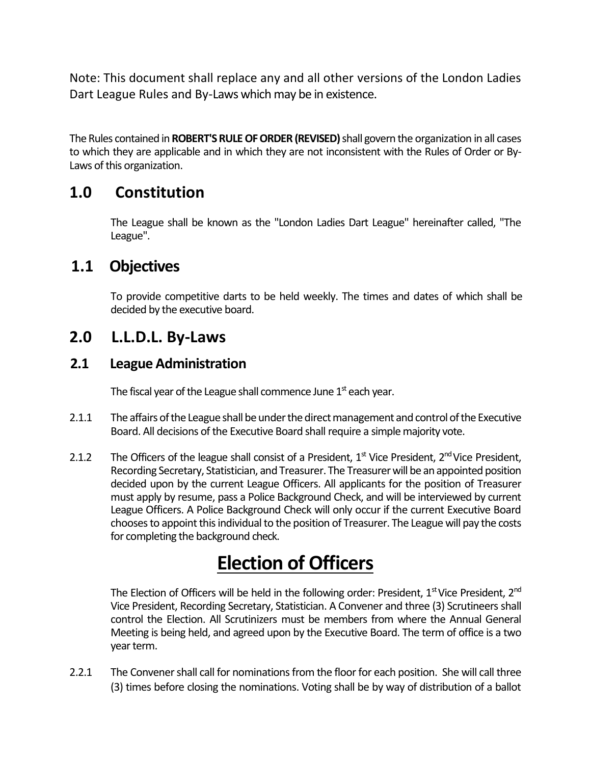Note: This document shall replace any and all other versions of the London Ladies Dart League Rules and By-Laws which may be in existence.

The Rules contained in **ROBERT'S RULE OF ORDER (REVISED)** shall govern the organization in all cases to which they are applicable and in which they are not inconsistent with the Rules of Order or By-Laws of this organization.

## 1.0 Constitution

The League shall be known as the "London Ladies Dart League" hereinafter called, "The League".

## 1.1 Objectives

To provide competitive darts to be held weekly. The times and dates of which shall be decided by the executive board.

## 2.0 L.L.D.L. By-Laws

### 2.1 League Administration

The fiscal year of the League shall commence June 1st each year.

2.1.1 The affairs of the League shall be under the direct management and control of the Executive Board. All decisions of the Executive Board shall require a simple majority vote.

2.1.2 The Officers of the league shall consist of a President, 1st Vice President, 2nd Vice President, Recording Secretary, Statistician, and Treasurer. The Treasurer will be an appointed position decided upon by the current League Officers. All applicants for the position of Treasurer must apply by resume, pass a Police Background Check, and will be interviewed by current League Officers. A Police Background Check will only occur if the current Executive Board chooses to appoint this individual to the position of Treasurer. The League will pay the costs for completing the background check.

# Election of Officers

The Election of Officers will be held in the following order: President, 1st Vice President, 2nd Vice President, Recording Secretary, Statistician. A Convener and three (3) Scrutineers shall control the Election. All Scrutinizers must be members from where the Annual General Meeting is being held, and agreed upon by the Executive Board. The term of office is a two year term.

2.2.1 The Convener shall call for nominations from the floor for each position. She will call three (3) times before closing the nominations. Voting shall be by way of distribution of a ballot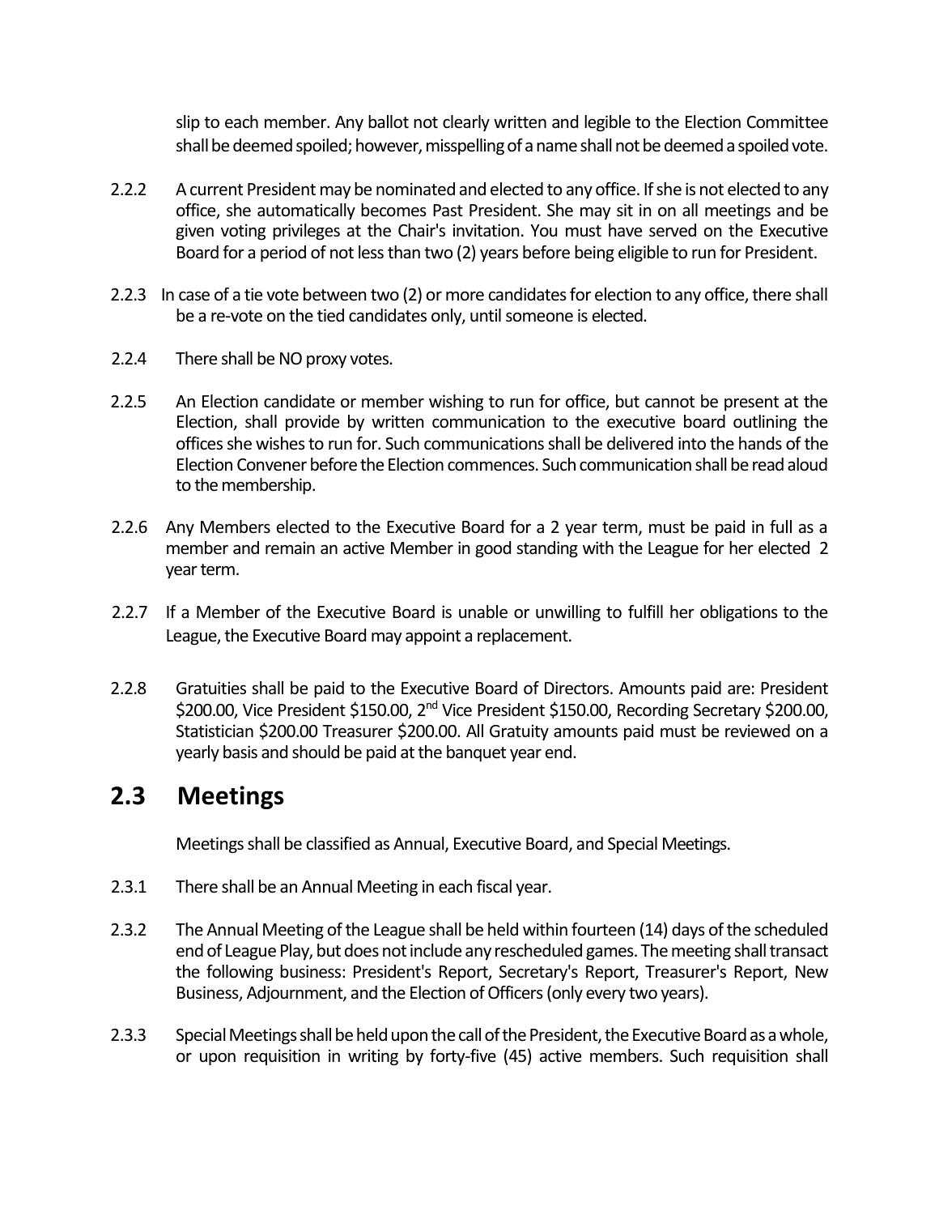slip to each member. Any ballot not clearly written and legible to the Election Committee shall be deemed spoiled; however, misspelling of a name shall not be deemed a spoiled vote.

2.2.2 A current President may be nominated and elected to any office. If she is not elected to any office, she automatically becomes Past President. She may sit in on all meetings and be given voting privileges at the Chair's invitation. You must have served on the Executive Board for a period of not less than two (2) years before being eligible to run for President.

2.2.3 In case of a tie vote between two (2) or more candidates for election to any office, there shall be a re-vote on the tied candidates only, until someone is elected.

2.2.4 There shall be NO proxy votes.

2.2.5 An Election candidate or member wishing to run for office, but cannot be present at the Election, shall provide by written communication to the executive board outlining the offices she wishes to run for. Such communications shall be delivered into the hands of the Election Convener before the Election commences. Such communication shall be read aloud to the membership.

2.2.6 Any Members elected to the Executive Board for a 2 year term, must be paid in full as a member and remain an active Member in good standing with the League for her elected 2 year term.

2.2.7 If a Member of the Executive Board is unable or unwilling to fulfill her obligations to the League, the Executive Board may appoint a replacement.

2.2.8 Gratuities shall be paid to the Executive Board of Directors. Amounts paid are: President $200.00, Vice President $150.00, 2nd Vice President $150.00, Recording Secretary $200.00, Statistician $200.00 Treasurer $200.00. All Gratuity amounts paid must be reviewed on a yearly basis and should be paid at the banquet year end.

## 2.3 Meetings

Meetings shall be classified as Annual, Executive Board, and Special Meetings.

2.3.1 There shall be an Annual Meeting in each fiscal year.

2.3.2 The Annual Meeting of the League shall be held within fourteen (14) days of the scheduled end of League Play, but does not include any rescheduled games. The meeting shall transact the following business: President's Report, Secretary's Report, Treasurer's Report, New Business, Adjournment, and the Election of Officers (only every two years).

2.3.3 Special Meetings shall be held upon the call of the President, the Executive Board as a whole, or upon requisition in writing by forty-five (45) active members. Such requisition shall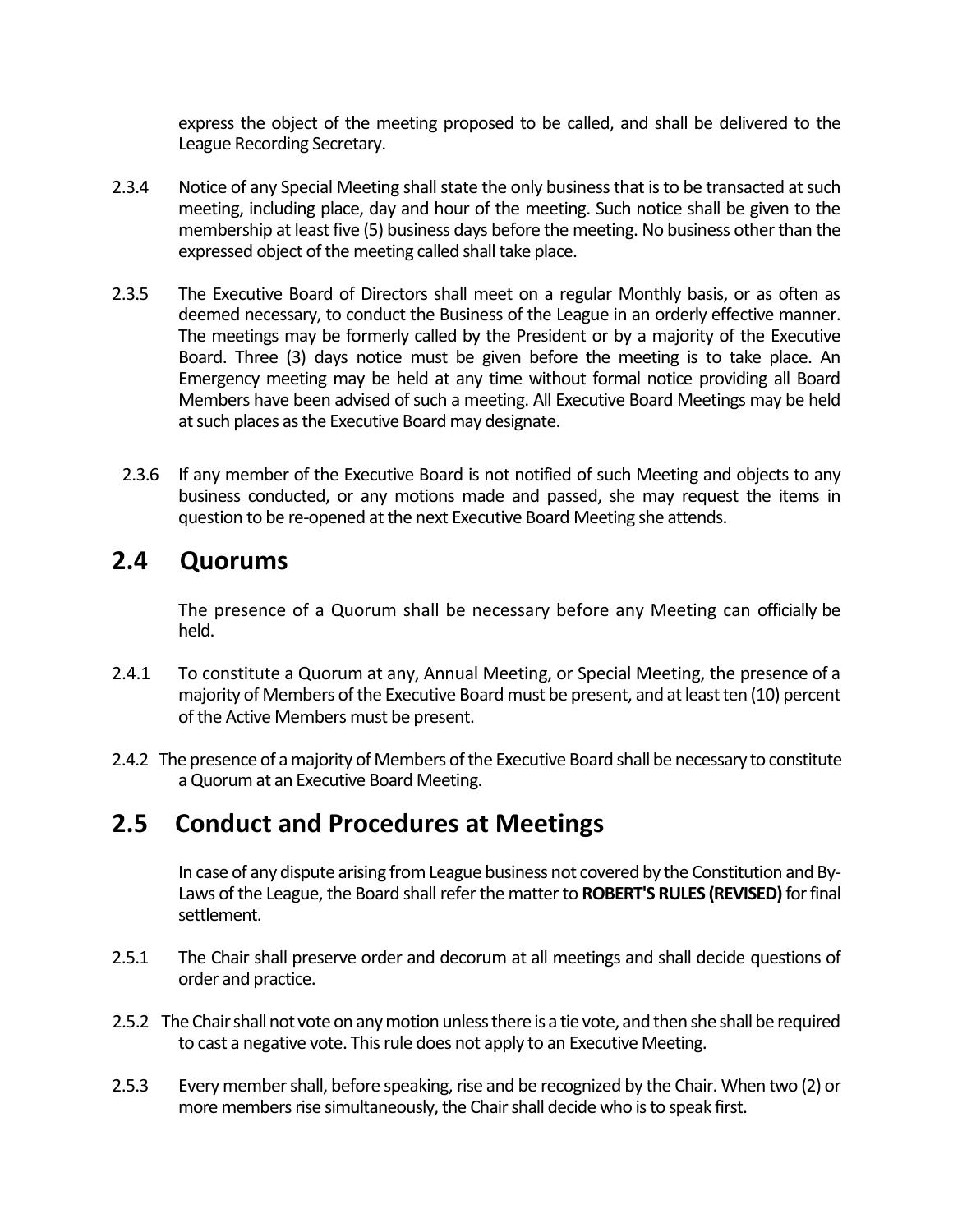express the object of the meeting proposed to be called, and shall be delivered to the League Recording Secretary.

2.3.4 Notice of any Special Meeting shall state the only business that is to be transacted at such meeting, including place, day and hour of the meeting. Such notice shall be given to the membership at least five (5) business days before the meeting. No business other than the expressed object of the meeting called shall take place.

2.3.5 The Executive Board of Directors shall meet on a regular Monthly basis, or as often as deemed necessary, to conduct the Business of the League in an orderly effective manner. The meetings may be formerly called by the President or by a majority of the Executive Board. Three (3) days notice must be given before the meeting is to take place. An Emergency meeting may be held at any time without formal notice providing all Board Members have been advised of such a meeting. All Executive Board Meetings may be held at such places as the Executive Board may designate.

2.3.6 If any member of the Executive Board is not notified of such Meeting and objects to any business conducted, or any motions made and passed, she may request the items in question to be re-opened at the next Executive Board Meeting she attends.

## 2.4 Quorums

The presence of a Quorum shall be necessary before any Meeting can officially be held.

2.4.1 To constitute a Quorum at any, Annual Meeting, or Special Meeting, the presence of a majority of Members of the Executive Board must be present, and at least ten (10) percent of the Active Members must be present.

2.4.2 The presence of a majority of Members of the Executive Board shall be necessary to constitute a Quorum at an Executive Board Meeting.

## 2.5 Conduct and Procedures at Meetings

In case of any dispute arising from League business not covered by the Constitution and By-Laws of the League, the Board shall refer the matter to **ROBERT'S RULES (REVISED)** for final settlement.

2.5.1 The Chair shall preserve order and decorum at all meetings and shall decide questions of order and practice.

2.5.2 The Chair shall not vote on any motion unless there is a tie vote, and then she shall be required to cast a negative vote. This rule does not apply to an Executive Meeting.

2.5.3 Every member shall, before speaking, rise and be recognized by the Chair. When two (2) or more members rise simultaneously, the Chair shall decide who is to speak first.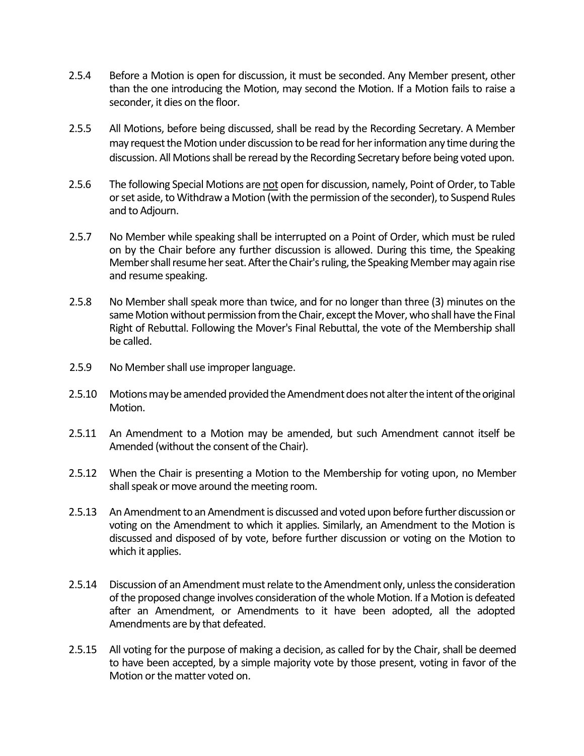2.5.4 Before a Motion is open for discussion, it must be seconded. Any Member present, other than the one introducing the Motion, may second the Motion. If a Motion fails to raise a seconder, it dies on the floor.

2.5.5 All Motions, before being discussed, shall be read by the Recording Secretary. A Member may request the Motion under discussion to be read for her information any time during the discussion. All Motions shall be reread by the Recording Secretary before being voted upon.

2.5.6 The following Special Motions are <u>not</u> open for discussion, namely, Point of Order, to Table or set aside, to Withdraw a Motion (with the permission of the seconder), to Suspend Rules and to Adjourn.

2.5.7 No Member while speaking shall be interrupted on a Point of Order, which must be ruled on by the Chair before any further discussion is allowed. During this time, the Speaking Member shall resume her seat. After the Chair's ruling, the Speaking Member may again rise and resume speaking.

2.5.8 No Member shall speak more than twice, and for no longer than three (3) minutes on the same Motion without permission from the Chair, except the Mover, who shall have the Final Right of Rebuttal. Following the Mover's Final Rebuttal, the vote of the Membership shall be called.

2.5.9 No Member shall use improper language.

2.5.10 Motions may be amended provided the Amendment does not alter the intent of the original Motion.

2.5.11 An Amendment to a Motion may be amended, but such Amendment cannot itself be Amended (without the consent of the Chair).

2.5.12 When the Chair is presenting a Motion to the Membership for voting upon, no Member shall speak or move around the meeting room.

2.5.13 An Amendment to an Amendment is discussed and voted upon before further discussion or voting on the Amendment to which it applies. Similarly, an Amendment to the Motion is discussed and disposed of by vote, before further discussion or voting on the Motion to which it applies.

2.5.14 Discussion of an Amendment must relate to the Amendment only, unless the consideration of the proposed change involves consideration of the whole Motion. If a Motion is defeated after an Amendment, or Amendments to it have been adopted, all the adopted Amendments are by that defeated.

2.5.15 All voting for the purpose of making a decision, as called for by the Chair, shall be deemed to have been accepted, by a simple majority vote by those present, voting in favor of the Motion or the matter voted on.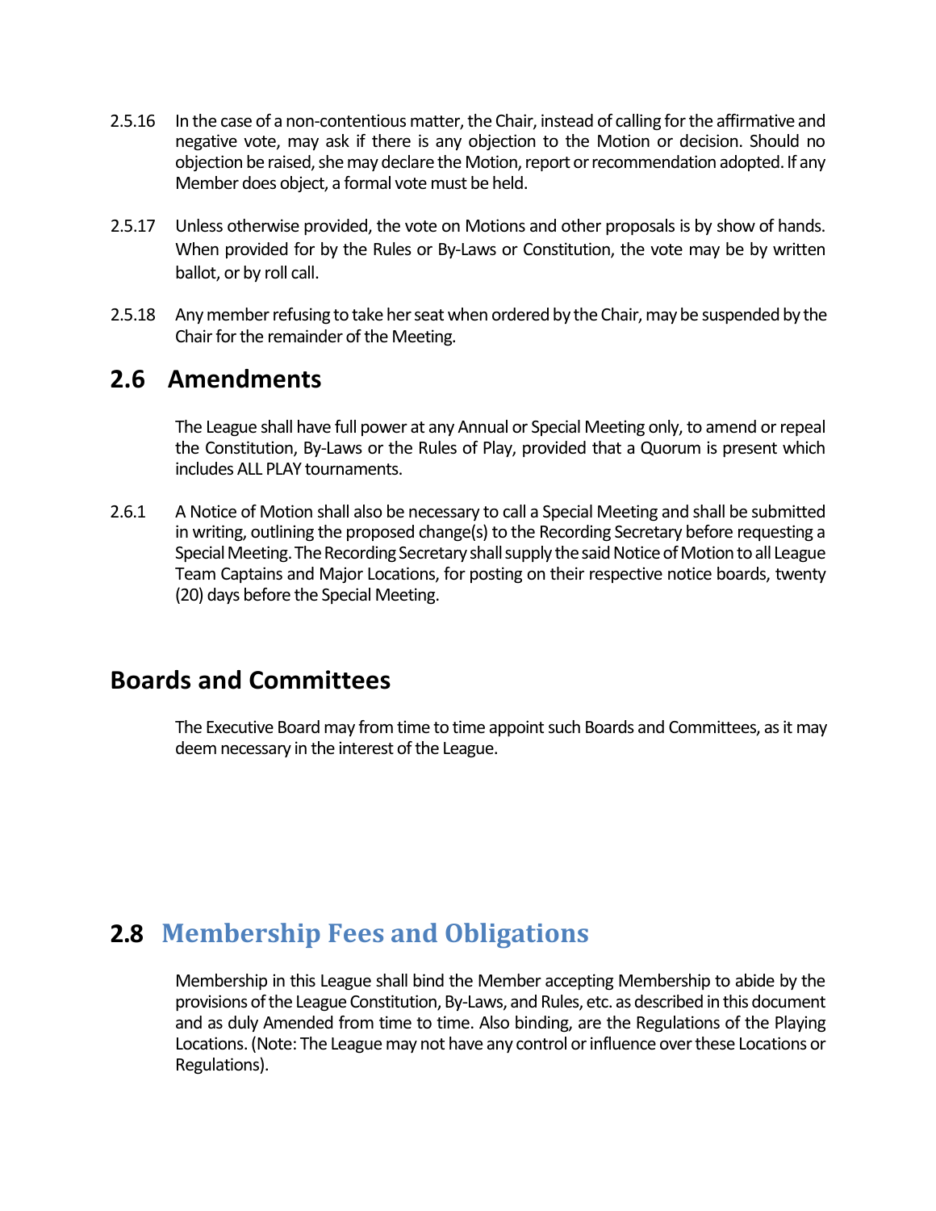2.5.16 In the case of a non-contentious matter, the Chair, instead of calling for the affirmative and negative vote, may ask if there is any objection to the Motion or decision. Should no objection be raised, she may declare the Motion, report or recommendation adopted. If any Member does object, a formal vote must be held.

2.5.17 Unless otherwise provided, the vote on Motions and other proposals is by show of hands. When provided for by the Rules or By-Laws or Constitution, the vote may be by written ballot, or by roll call.

2.5.18 Any member refusing to take her seat when ordered by the Chair, may be suspended by the Chair for the remainder of the Meeting.

## 2.6 Amendments

The League shall have full power at any Annual or Special Meeting only, to amend or repeal the Constitution, By-Laws or the Rules of Play, provided that a Quorum is present which includes ALL PLAY tournaments.

2.6.1 A Notice of Motion shall also be necessary to call a Special Meeting and shall be submitted in writing, outlining the proposed change(s) to the Recording Secretary before requesting a Special Meeting. The Recording Secretary shall supply the said Notice of Motion to all League Team Captains and Major Locations, for posting on their respective notice boards, twenty (20) days before the Special Meeting.

## Boards and Committees

The Executive Board may from time to time appoint such Boards and Committees, as it may deem necessary in the interest of the League.

## 2.8 Membership Fees and Obligations

Membership in this League shall bind the Member accepting Membership to abide by the provisions of the League Constitution, By-Laws, and Rules, etc. as described in this document and as duly Amended from time to time. Also binding, are the Regulations of the Playing Locations. (Note: The League may not have any control or influence over these Locations or Regulations).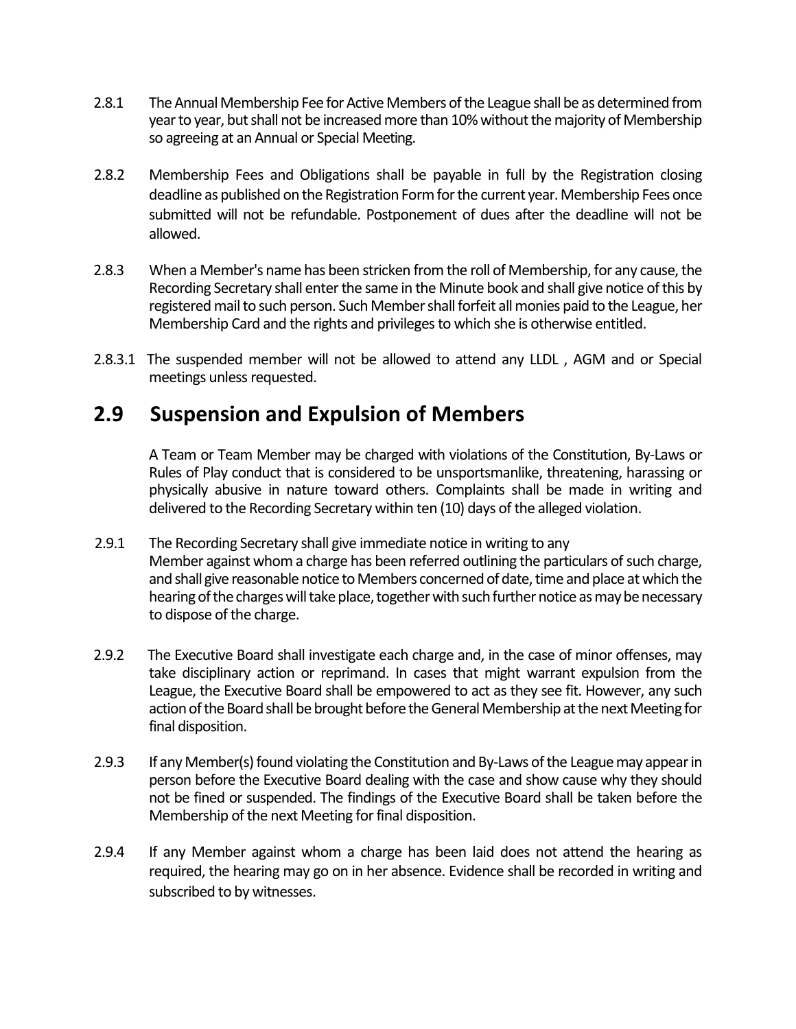2.8.1 The Annual Membership Fee for Active Members of the League shall be as determined from year to year, but shall not be increased more than 10% without the majority of Membership so agreeing at an Annual or Special Meeting.

2.8.2 Membership Fees and Obligations shall be payable in full by the Registration closing deadline as published on the Registration Form for the current year. Membership Fees once submitted will not be refundable. Postponement of dues after the deadline will not be allowed.

2.8.3 When a Member's name has been stricken from the roll of Membership, for any cause, the Recording Secretary shall enter the same in the Minute book and shall give notice of this by registered mail to such person. Such Member shall forfeit all monies paid to the League, her Membership Card and the rights and privileges to which she is otherwise entitled.

2.8.3.1 The suspended member will not be allowed to attend any LLDL , AGM and or Special meetings unless requested.

## 2.9 Suspension and Expulsion of Members

A Team or Team Member may be charged with violations of the Constitution, By-Laws or Rules of Play conduct that is considered to be unsportsmanlike, threatening, harassing or physically abusive in nature toward others. Complaints shall be made in writing and delivered to the Recording Secretary within ten (10) days of the alleged violation.

2.9.1 The Recording Secretary shall give immediate notice in writing to any Member against whom a charge has been referred outlining the particulars of such charge, and shall give reasonable notice to Members concerned of date, time and place at which the hearing of the charges will take place, together with such further notice as may be necessary to dispose of the charge.

2.9.2 The Executive Board shall investigate each charge and, in the case of minor offenses, may take disciplinary action or reprimand. In cases that might warrant expulsion from the League, the Executive Board shall be empowered to act as they see fit. However, any such action of the Board shall be brought before the General Membership at the next Meeting for final disposition.

2.9.3 If any Member(s) found violating the Constitution and By-Laws of the League may appear in person before the Executive Board dealing with the case and show cause why they should not be fined or suspended. The findings of the Executive Board shall be taken before the Membership of the next Meeting for final disposition.

2.9.4 If any Member against whom a charge has been laid does not attend the hearing as required, the hearing may go on in her absence. Evidence shall be recorded in writing and subscribed to by witnesses.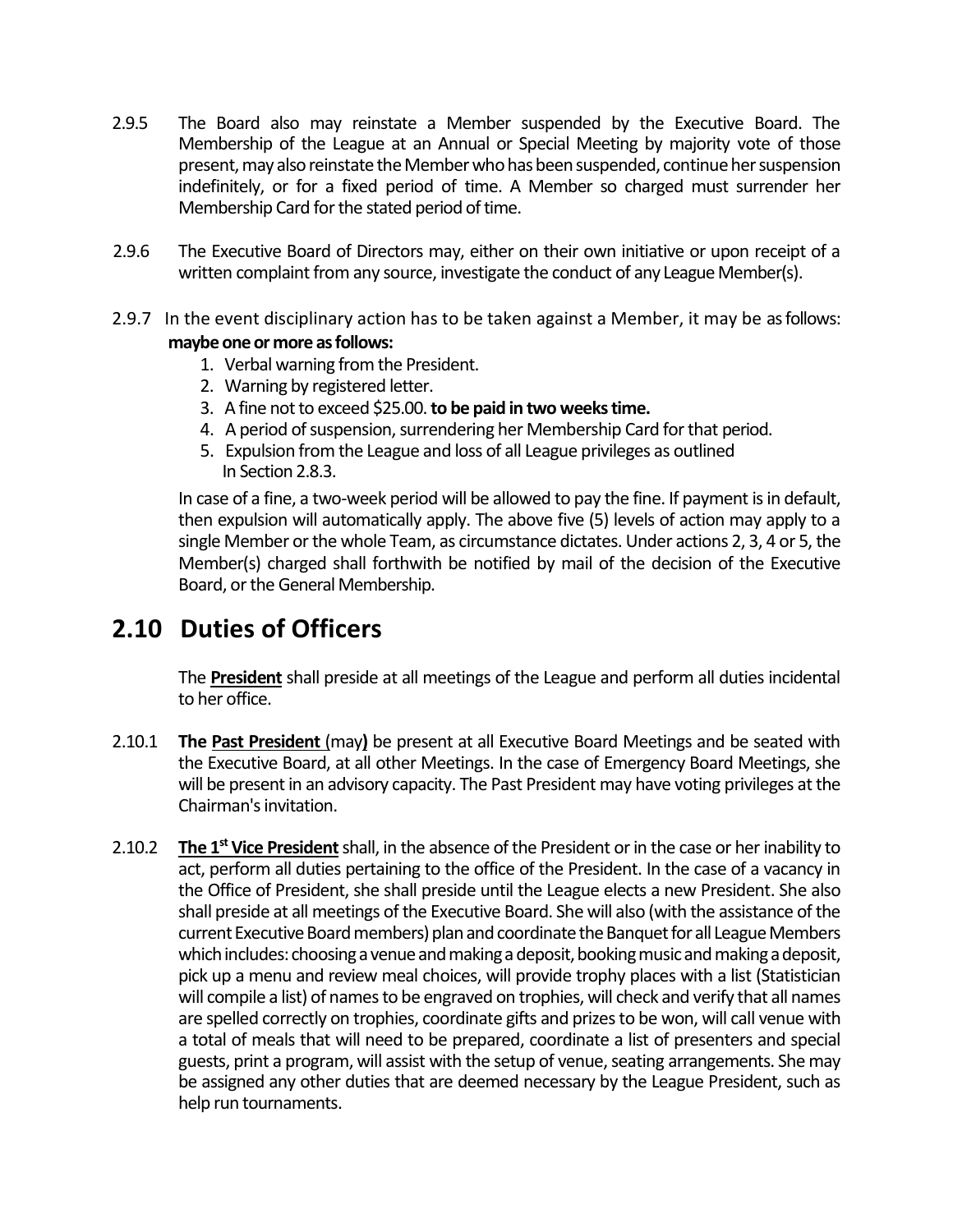2.9.5 The Board also may reinstate a Member suspended by the Executive Board. The Membership of the League at an Annual or Special Meeting by majority vote of those present, may also reinstate the Member who has been suspended, continue her suspension indefinitely, or for a fixed period of time. A Member so charged must surrender her Membership Card for the stated period of time.

2.9.6 The Executive Board of Directors may, either on their own initiative or upon receipt of a written complaint from any source, investigate the conduct of any League Member(s).

2.9.7 In the event disciplinary action has to be taken against a Member, it may be as follows: **maybe one or more as follows:**

1. Verbal warning from the President.
2. Warning by registered letter.
3. A fine not to exceed $25.00. **to be paid in two weeks time.**
4. A period of suspension, surrendering her Membership Card for that period.
5. Expulsion from the League and loss of all League privileges as outlined In Section 2.8.3.

In case of a fine, a two-week period will be allowed to pay the fine. If payment is in default, then expulsion will automatically apply. The above five (5) levels of action may apply to a single Member or the whole Team, as circumstance dictates. Under actions 2, 3, 4 or 5, the Member(s) charged shall forthwith be notified by mail of the decision of the Executive Board, or the General Membership.

## 2.10 Duties of Officers

The **President** shall preside at all meetings of the League and perform all duties incidental to her office.

2.10.1 **The Past President** (may**)** be present at all Executive Board Meetings and be seated with the Executive Board, at all other Meetings. In the case of Emergency Board Meetings, she will be present in an advisory capacity. The Past President may have voting privileges at the Chairman's invitation.

2.10.2 **The 1st Vice President** shall, in the absence of the President or in the case or her inability to act, perform all duties pertaining to the office of the President. In the case of a vacancy in the Office of President, she shall preside until the League elects a new President. She also shall preside at all meetings of the Executive Board. She will also (with the assistance of the current Executive Board members) plan and coordinate the Banquet for all League Members which includes: choosing a venue and making a deposit, booking music and making a deposit, pick up a menu and review meal choices, will provide trophy places with a list (Statistician will compile a list) of names to be engraved on trophies, will check and verify that all names are spelled correctly on trophies, coordinate gifts and prizes to be won, will call venue with a total of meals that will need to be prepared, coordinate a list of presenters and special guests, print a program, will assist with the setup of venue, seating arrangements. She may be assigned any other duties that are deemed necessary by the League President, such as help run tournaments.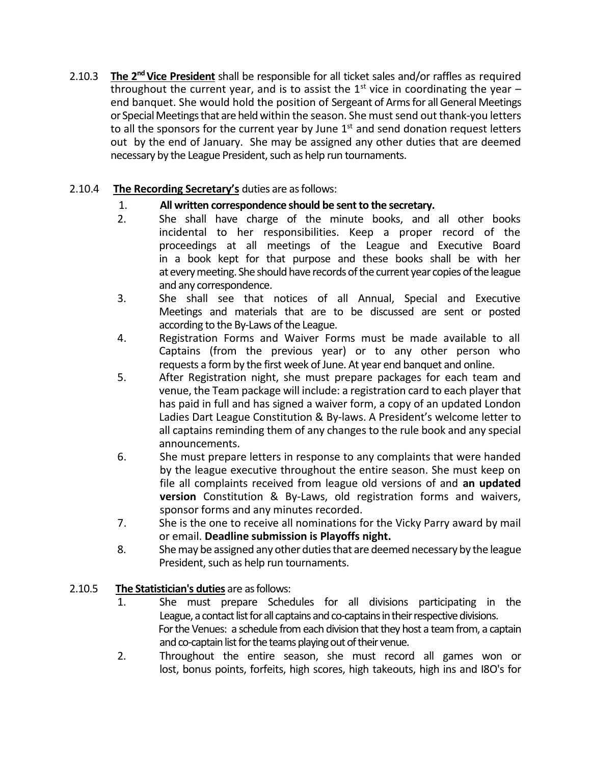2.10.3 **The 2nd Vice President** shall be responsible for all ticket sales and/or raffles as required throughout the current year, and is to assist the 1st vice in coordinating the year – end banquet. She would hold the position of Sergeant of Arms for all General Meetings or Special Meetings that are held within the season. She must send out thank-you letters to all the sponsors for the current year by June 1st and send donation request letters out by the end of January. She may be assigned any other duties that are deemed necessary by the League President, such as help run tournaments.

2.10.4 **The Recording Secretary's** duties are as follows:

1. **All written correspondence should be sent to the secretary.**
2. She shall have charge of the minute books, and all other books incidental to her responsibilities. Keep a proper record of the proceedings at all meetings of the League and Executive Board in a book kept for that purpose and these books shall be with her at every meeting. She should have records of the current year copies of the league and any correspondence.
3. She shall see that notices of all Annual, Special and Executive Meetings and materials that are to be discussed are sent or posted according to the By-Laws of the League.
4. Registration Forms and Waiver Forms must be made available to all Captains (from the previous year) or to any other person who requests a form by the first week of June. At year end banquet and online.
5. After Registration night, she must prepare packages for each team and venue, the Team package will include: a registration card to each player that has paid in full and has signed a waiver form, a copy of an updated London Ladies Dart League Constitution & By-laws. A President's welcome letter to all captains reminding them of any changes to the rule book and any special announcements.
6. She must prepare letters in response to any complaints that were handed by the league executive throughout the entire season. She must keep on file all complaints received from league old versions of and **an updated version** Constitution & By-Laws, old registration forms and waivers, sponsor forms and any minutes recorded.
7. She is the one to receive all nominations for the Vicky Parry award by mail or email. **Deadline submission is Playoffs night.**
8. She may be assigned any other duties that are deemed necessary by the league President, such as help run tournaments.

2.10.5 **The Statistician's duties** are as follows:

1. She must prepare Schedules for all divisions participating in the League, a contact list for all captains and co-captains in their respective divisions.
   For the Venues: a schedule from each division that they host a team from, a captain and co-captain list for the teams playing out of their venue.
2. Throughout the entire season, she must record all games won or lost, bonus points, forfeits, high scores, high takeouts, high ins and I8O's for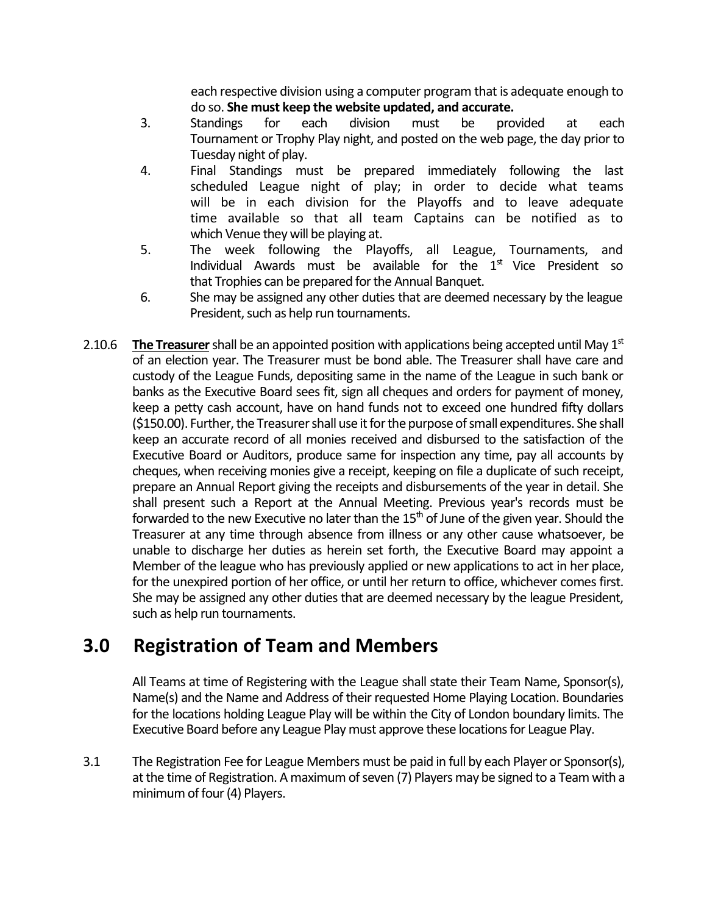each respective division using a computer program that is adequate enough to do so. **She must keep the website updated, and accurate.**

3. Standings for each division must be provided at each Tournament or Trophy Play night, and posted on the web page, the day prior to Tuesday night of play.
4. Final Standings must be prepared immediately following the last scheduled League night of play; in order to decide what teams will be in each division for the Playoffs and to leave adequate time available so that all team Captains can be notified as to which Venue they will be playing at.
5. The week following the Playoffs, all League, Tournaments, and Individual Awards must be available for the 1st Vice President so that Trophies can be prepared for the Annual Banquet.
6. She may be assigned any other duties that are deemed necessary by the league President, such as help run tournaments.

2.10.6 **<u>The Treasurer</u>** shall be an appointed position with applications being accepted until May 1st of an election year. The Treasurer must be bond able. The Treasurer shall have care and custody of the League Funds, depositing same in the name of the League in such bank or banks as the Executive Board sees fit, sign all cheques and orders for payment of money, keep a petty cash account, have on hand funds not to exceed one hundred fifty dollars ($150.00). Further, the Treasurer shall use it for the purpose of small expenditures. She shall keep an accurate record of all monies received and disbursed to the satisfaction of the Executive Board or Auditors, produce same for inspection any time, pay all accounts by cheques, when receiving monies give a receipt, keeping on file a duplicate of such receipt, prepare an Annual Report giving the receipts and disbursements of the year in detail. She shall present such a Report at the Annual Meeting. Previous year's records must be forwarded to the new Executive no later than the 15th of June of the given year. Should the Treasurer at any time through absence from illness or any other cause whatsoever, be unable to discharge her duties as herein set forth, the Executive Board may appoint a Member of the league who has previously applied or new applications to act in her place, for the unexpired portion of her office, or until her return to office, whichever comes first. She may be assigned any other duties that are deemed necessary by the league President, such as help run tournaments.

# 3.0 Registration of Team and Members

All Teams at time of Registering with the League shall state their Team Name, Sponsor(s), Name(s) and the Name and Address of their requested Home Playing Location. Boundaries for the locations holding League Play will be within the City of London boundary limits. The Executive Board before any League Play must approve these locations for League Play.

3.1 The Registration Fee for League Members must be paid in full by each Player or Sponsor(s), at the time of Registration. A maximum of seven (7) Players may be signed to a Team with a minimum of four (4) Players.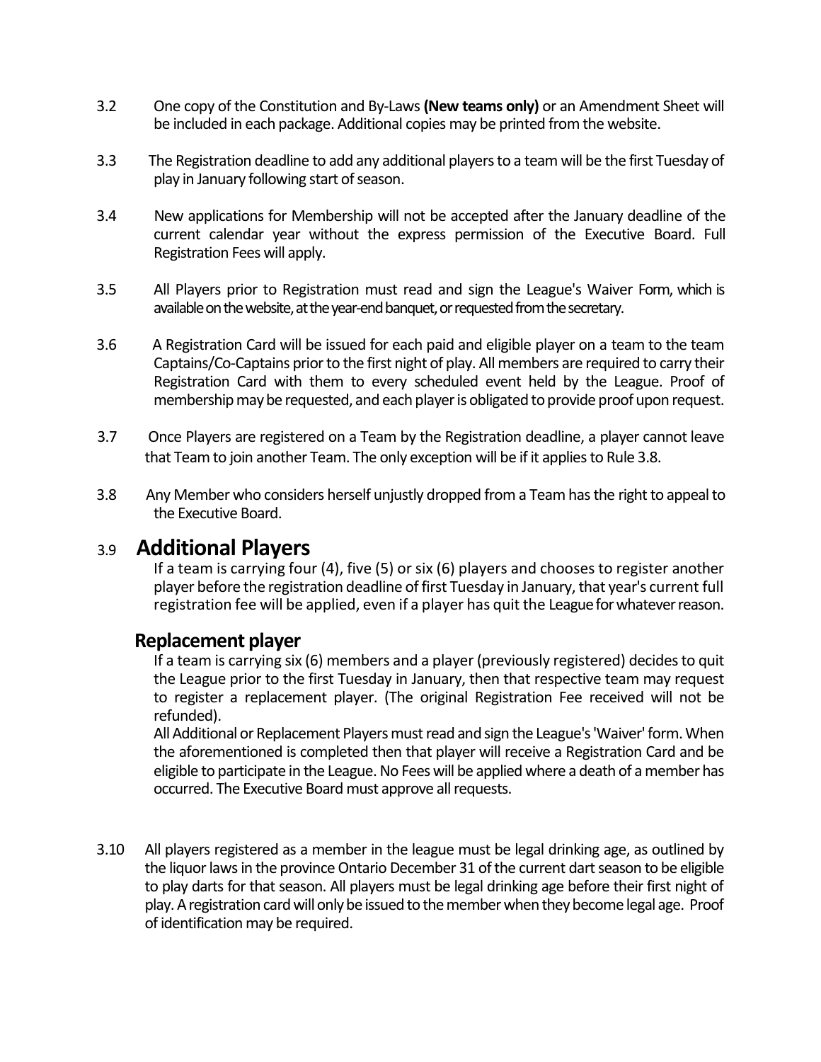3.2 One copy of the Constitution and By-Laws **(New teams only)** or an Amendment Sheet will be included in each package. Additional copies may be printed from the website.

3.3 The Registration deadline to add any additional players to a team will be the first Tuesday of play in January following start of season.

3.4 New applications for Membership will not be accepted after the January deadline of the current calendar year without the express permission of the Executive Board. Full Registration Fees will apply.

3.5 All Players prior to Registration must read and sign the League's Waiver Form, which is available on the website, at the year-end banquet, or requested from the secretary.

3.6 A Registration Card will be issued for each paid and eligible player on a team to the team Captains/Co-Captains prior to the first night of play. All members are required to carry their Registration Card with them to every scheduled event held by the League. Proof of membership may be requested, and each player is obligated to provide proof upon request.

3.7 Once Players are registered on a Team by the Registration deadline, a player cannot leave that Team to join another Team. The only exception will be if it applies to Rule 3.8.

3.8 Any Member who considers herself unjustly dropped from a Team has the right to appeal to the Executive Board.

## 3.9 Additional Players

If a team is carrying four (4), five (5) or six (6) players and chooses to register another player before the registration deadline of first Tuesday in January, that year's current full registration fee will be applied, even if a player has quit the League for whatever reason.

### Replacement player

If a team is carrying six (6) members and a player (previously registered) decides to quit the League prior to the first Tuesday in January, then that respective team may request to register a replacement player. (The original Registration Fee received will not be refunded).

All Additional or Replacement Players must read and sign the League's 'Waiver' form. When the aforementioned is completed then that player will receive a Registration Card and be eligible to participate in the League. No Fees will be applied where a death of a member has occurred. The Executive Board must approve all requests.

3.10 All players registered as a member in the league must be legal drinking age, as outlined by the liquor laws in the province Ontario December 31 of the current dart season to be eligible to play darts for that season. All players must be legal drinking age before their first night of play. A registration card will only be issued to the member when they become legal age. Proof of identification may be required.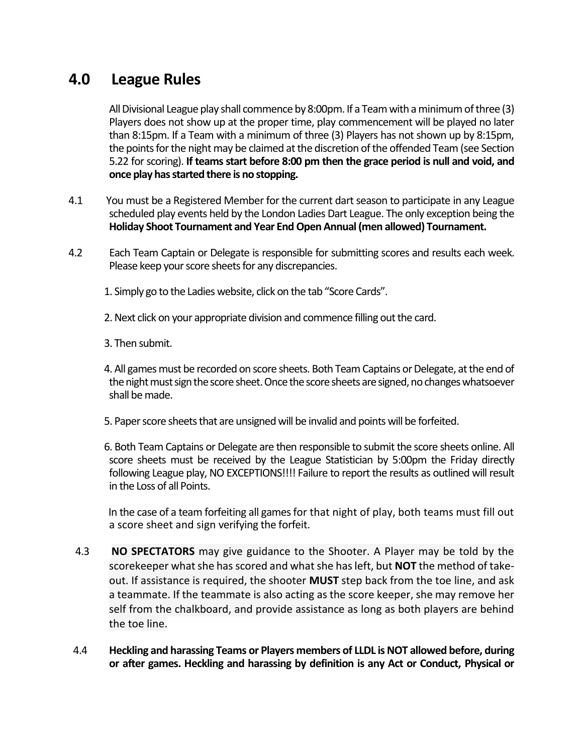# 4.0 League Rules

All Divisional League play shall commence by 8:00pm. If a Team with a minimum of three (3) Players does not show up at the proper time, play commencement will be played no later than 8:15pm. If a Team with a minimum of three (3) Players has not shown up by 8:15pm, the points for the night may be claimed at the discretion of the offended Team (see Section 5.22 for scoring). **If teams start before 8:00 pm then the grace period is null and void, and once play has started there is no stopping.**

4.1 You must be a Registered Member for the current dart season to participate in any League scheduled play events held by the London Ladies Dart League. The only exception being the **Holiday Shoot Tournament and Year End Open Annual (men allowed) Tournament.**

4.2 Each Team Captain or Delegate is responsible for submitting scores and results each week. Please keep your score sheets for any discrepancies.

1. Simply go to the Ladies website, click on the tab "Score Cards".

2. Next click on your appropriate division and commence filling out the card.

3. Then submit.

4. All games must be recorded on score sheets. Both Team Captains or Delegate, at the end of the night must sign the score sheet. Once the score sheets are signed, no changes whatsoever shall be made.

5. Paper score sheets that are unsigned will be invalid and points will be forfeited.

6. Both Team Captains or Delegate are then responsible to submit the score sheets online. All score sheets must be received by the League Statistician by 5:00pm the Friday directly following League play, NO EXCEPTIONS!!!! Failure to report the results as outlined will result in the Loss of all Points.

In the case of a team forfeiting all games for that night of play, both teams must fill out a score sheet and sign verifying the forfeit.

4.3 **NO SPECTATORS** may give guidance to the Shooter. A Player may be told by the scorekeeper what she has scored and what she has left, but **NOT** the method of take-out. If assistance is required, the shooter **MUST** step back from the toe line, and ask a teammate. If the teammate is also acting as the score keeper, she may remove her self from the chalkboard, and provide assistance as long as both players are behind the toe line.

4.4 **Heckling and harassing Teams or Players members of LLDL is NOT allowed before, during or after games. Heckling and harassing by definition is any Act or Conduct, Physical or**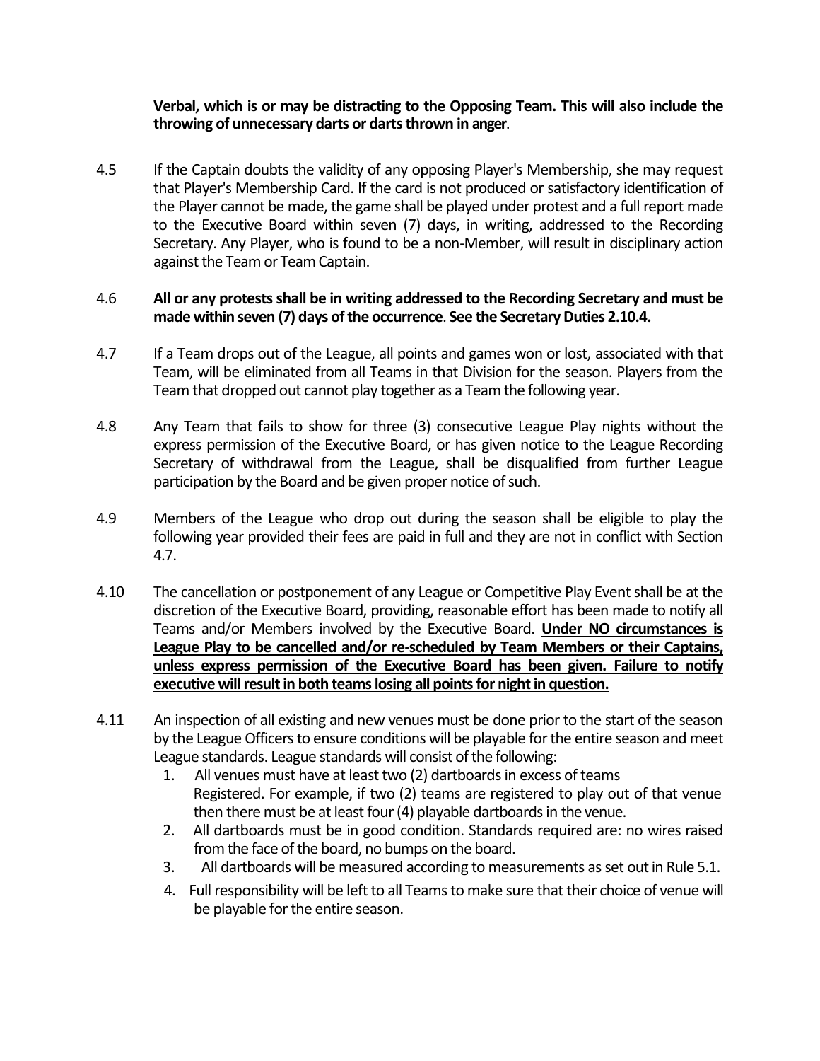**Verbal, which is or may be distracting to the Opposing Team. This will also include the throwing of unnecessary darts or darts thrown in anger**.

4.5 If the Captain doubts the validity of any opposing Player's Membership, she may request that Player's Membership Card. If the card is not produced or satisfactory identification of the Player cannot be made, the game shall be played under protest and a full report made to the Executive Board within seven (7) days, in writing, addressed to the Recording Secretary. Any Player, who is found to be a non-Member, will result in disciplinary action against the Team or Team Captain.

4.6 **All or any protests shall be in writing addressed to the Recording Secretary and must be made within seven (7) days of the occurrence**. **See the Secretary Duties 2.10.4.**

4.7 If a Team drops out of the League, all points and games won or lost, associated with that Team, will be eliminated from all Teams in that Division for the season. Players from the Team that dropped out cannot play together as a Team the following year.

4.8 Any Team that fails to show for three (3) consecutive League Play nights without the express permission of the Executive Board, or has given notice to the League Recording Secretary of withdrawal from the League, shall be disqualified from further League participation by the Board and be given proper notice of such.

4.9 Members of the League who drop out during the season shall be eligible to play the following year provided their fees are paid in full and they are not in conflict with Section 4.7.

4.10 The cancellation or postponement of any League or Competitive Play Event shall be at the discretion of the Executive Board, providing, reasonable effort has been made to notify all Teams and/or Members involved by the Executive Board. **<u>Under NO circumstances is League Play to be cancelled and/or re-scheduled by Team Members or their Captains, unless express permission of the Executive Board has been given. Failure to notify executive will result in both teams losing all points for night in question.</u>**

4.11 An inspection of all existing and new venues must be done prior to the start of the season by the League Officers to ensure conditions will be playable for the entire season and meet League standards. League standards will consist of the following:

1. All venues must have at least two (2) dartboards in excess of teams Registered. For example, if two (2) teams are registered to play out of that venue then there must be at least four (4) playable dartboards in the venue.
2. All dartboards must be in good condition. Standards required are: no wires raised from the face of the board, no bumps on the board.
3. All dartboards will be measured according to measurements as set out in Rule 5.1.
4. Full responsibility will be left to all Teams to make sure that their choice of venue will be playable for the entire season.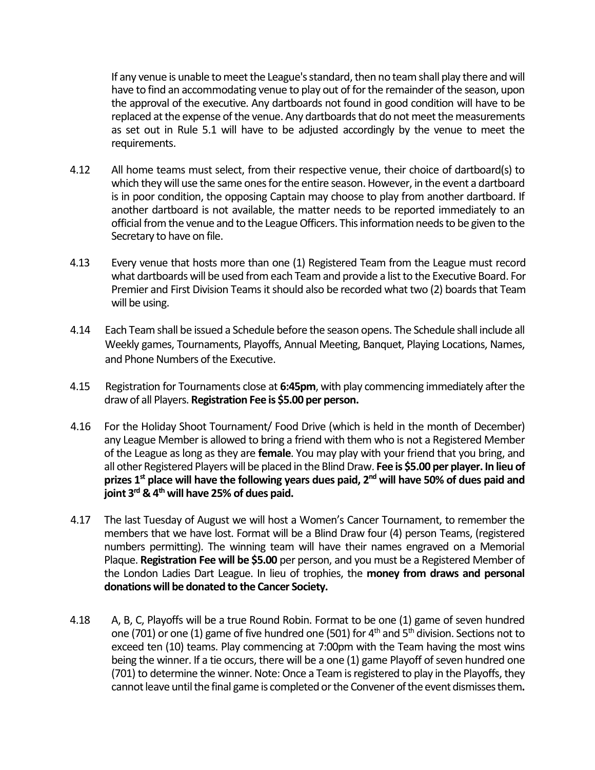If any venue is unable to meet the League's standard, then no team shall play there and will have to find an accommodating venue to play out of for the remainder of the season, upon the approval of the executive. Any dartboards not found in good condition will have to be replaced at the expense of the venue. Any dartboards that do not meet the measurements as set out in Rule 5.1 will have to be adjusted accordingly by the venue to meet the requirements.

4.12 All home teams must select, from their respective venue, their choice of dartboard(s) to which they will use the same ones for the entire season. However, in the event a dartboard is in poor condition, the opposing Captain may choose to play from another dartboard. If another dartboard is not available, the matter needs to be reported immediately to an official from the venue and to the League Officers. This information needs to be given to the Secretary to have on file.

4.13 Every venue that hosts more than one (1) Registered Team from the League must record what dartboards will be used from each Team and provide a list to the Executive Board. For Premier and First Division Teams it should also be recorded what two (2) boards that Team will be using.

4.14 Each Team shall be issued a Schedule before the season opens. The Schedule shall include all Weekly games, Tournaments, Playoffs, Annual Meeting, Banquet, Playing Locations, Names, and Phone Numbers of the Executive.

4.15 Registration for Tournaments close at **6:45pm**, with play commencing immediately after the draw of all Players. **Registration Fee is $5.00 per person.**

4.16 For the Holiday Shoot Tournament/ Food Drive (which is held in the month of December) any League Member is allowed to bring a friend with them who is not a Registered Member of the League as long as they are **female**. You may play with your friend that you bring, and all other Registered Players will be placed in the Blind Draw. **Fee is $5.00 per player. In lieu of prizes 1st place will have the following years dues paid, 2nd will have 50% of dues paid and joint 3rd & 4th will have 25% of dues paid.**

4.17 The last Tuesday of August we will host a Women's Cancer Tournament, to remember the members that we have lost. Format will be a Blind Draw four (4) person Teams, (registered numbers permitting). The winning team will have their names engraved on a Memorial Plaque. **Registration Fee will be $5.00** per person, and you must be a Registered Member of the London Ladies Dart League. In lieu of trophies, the **money from draws and personal donations will be donated to the Cancer Society.**

4.18 A, B, C, Playoffs will be a true Round Robin. Format to be one (1) game of seven hundred one (701) or one (1) game of five hundred one (501) for 4th and 5th division. Sections not to exceed ten (10) teams. Play commencing at 7:00pm with the Team having the most wins being the winner. If a tie occurs, there will be a one (1) game Playoff of seven hundred one (701) to determine the winner. Note: Once a Team is registered to play in the Playoffs, they cannot leave until the final game is completed or the Convener of the event dismisses them**.**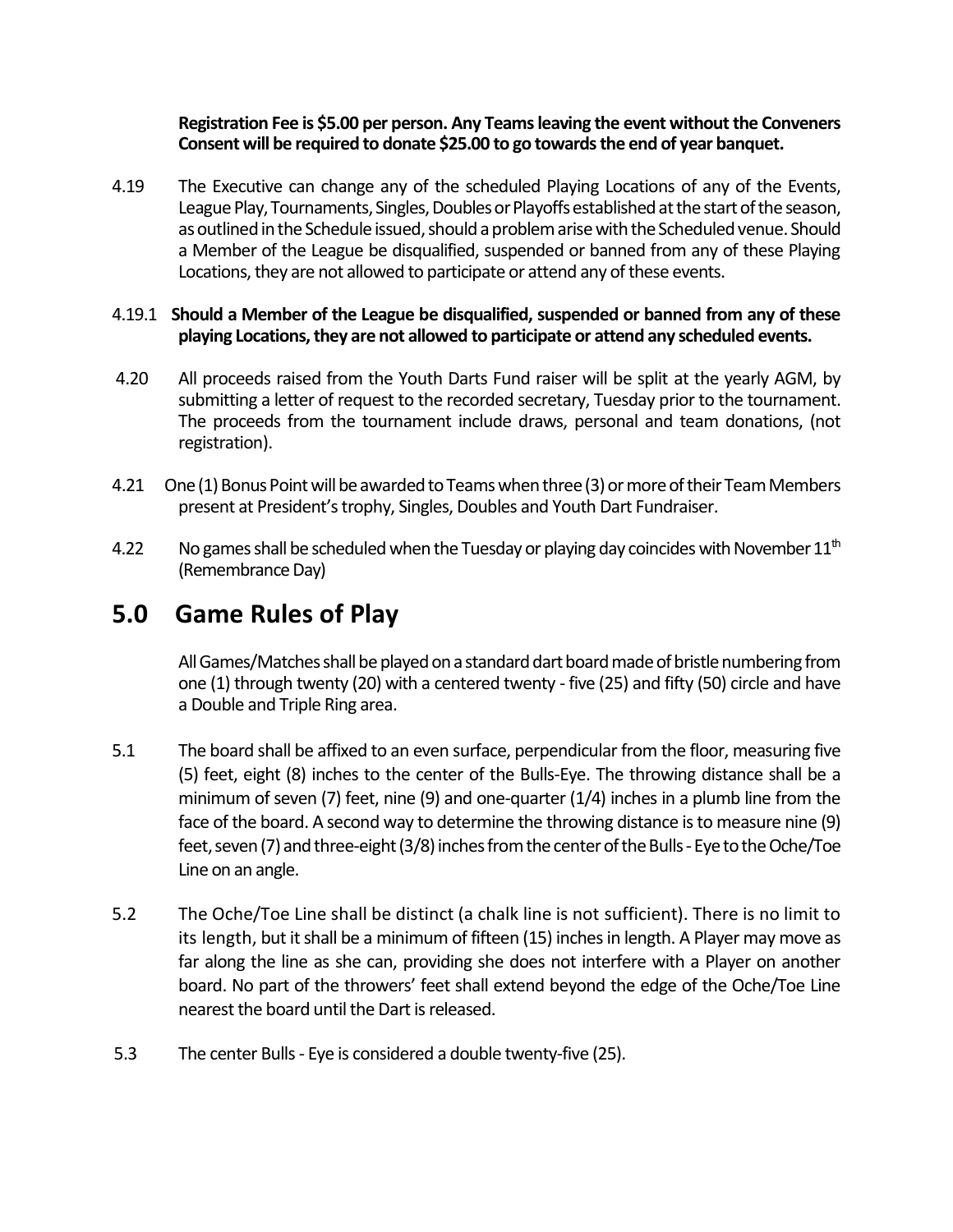**Registration Fee is $5.00 per person. Any Teams leaving the event without the Conveners Consent will be required to donate $25.00 to go towards the end of year banquet.**

4.19 The Executive can change any of the scheduled Playing Locations of any of the Events, League Play, Tournaments, Singles, Doubles or Playoffs established at the start of the season, as outlined in the Schedule issued, should a problem arise with the Scheduled venue. Should a Member of the League be disqualified, suspended or banned from any of these Playing Locations, they are not allowed to participate or attend any of these events.

4.19.1 **Should a Member of the League be disqualified, suspended or banned from any of these playing Locations, they are not allowed to participate or attend any scheduled events.**

4.20 All proceeds raised from the Youth Darts Fund raiser will be split at the yearly AGM, by submitting a letter of request to the recorded secretary, Tuesday prior to the tournament. The proceeds from the tournament include draws, personal and team donations, (not registration).

4.21 One (1) Bonus Point will be awarded to Teams when three (3) or more of their Team Members present at President's trophy, Singles, Doubles and Youth Dart Fundraiser.

4.22 No games shall be scheduled when the Tuesday or playing day coincides with November 11th (Remembrance Day)

## 5.0 Game Rules of Play

All Games/Matches shall be played on a standard dart board made of bristle numbering from one (1) through twenty (20) with a centered twenty - five (25) and fifty (50) circle and have a Double and Triple Ring area.

5.1 The board shall be affixed to an even surface, perpendicular from the floor, measuring five (5) feet, eight (8) inches to the center of the Bulls-Eye. The throwing distance shall be a minimum of seven (7) feet, nine (9) and one-quarter (1/4) inches in a plumb line from the face of the board. A second way to determine the throwing distance is to measure nine (9) feet, seven (7) and three-eight (3/8) inches from the center of the Bulls - Eye to the Oche/Toe Line on an angle.

5.2 The Oche/Toe Line shall be distinct (a chalk line is not sufficient). There is no limit to its length, but it shall be a minimum of fifteen (15) inches in length. A Player may move as far along the line as she can, providing she does not interfere with a Player on another board. No part of the throwers' feet shall extend beyond the edge of the Oche/Toe Line nearest the board until the Dart is released.

5.3 The center Bulls - Eye is considered a double twenty-five (25).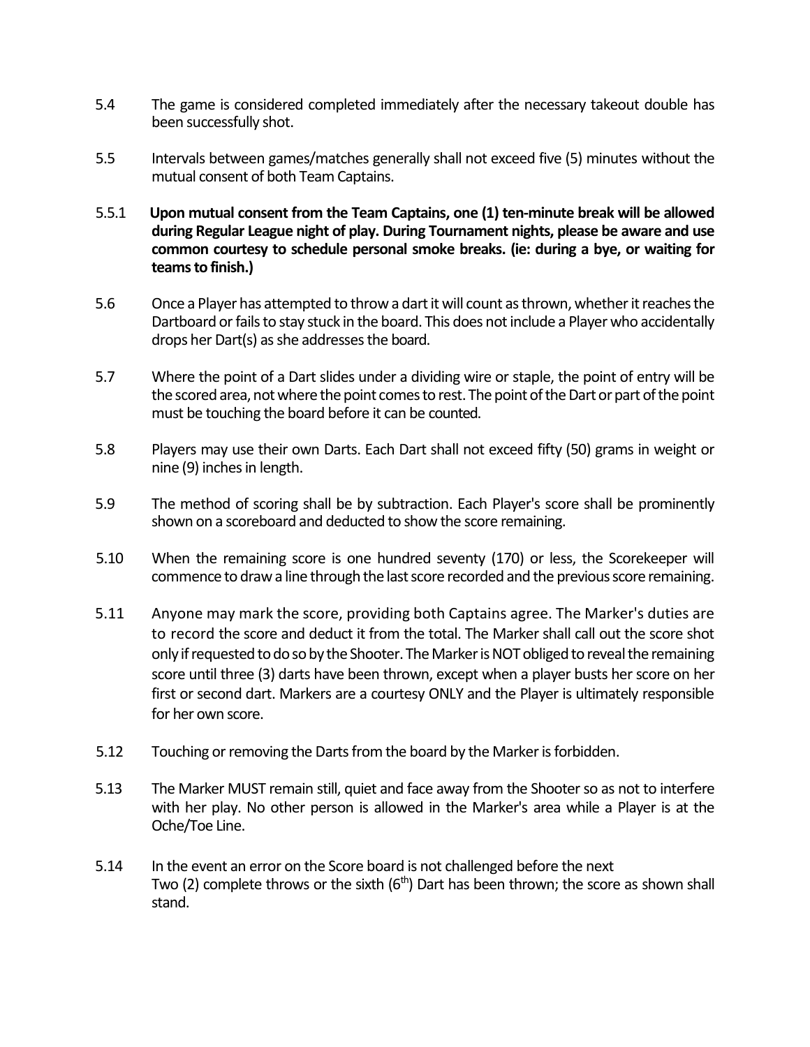5.4 The game is considered completed immediately after the necessary takeout double has been successfully shot.

5.5 Intervals between games/matches generally shall not exceed five (5) minutes without the mutual consent of both Team Captains.

5.5.1 **Upon mutual consent from the Team Captains, one (1) ten-minute break will be allowed during Regular League night of play. During Tournament nights, please be aware and use common courtesy to schedule personal smoke breaks. (ie: during a bye, or waiting for teams to finish.)**

5.6 Once a Player has attempted to throw a dart it will count as thrown, whether it reaches the Dartboard or fails to stay stuck in the board. This does not include a Player who accidentally drops her Dart(s) as she addresses the board.

5.7 Where the point of a Dart slides under a dividing wire or staple, the point of entry will be the scored area, not where the point comes to rest. The point of the Dart or part of the point must be touching the board before it can be counted.

5.8 Players may use their own Darts. Each Dart shall not exceed fifty (50) grams in weight or nine (9) inches in length.

5.9 The method of scoring shall be by subtraction. Each Player's score shall be prominently shown on a scoreboard and deducted to show the score remaining.

5.10 When the remaining score is one hundred seventy (170) or less, the Scorekeeper will commence to draw a line through the last score recorded and the previous score remaining.

5.11 Anyone may mark the score, providing both Captains agree. The Marker's duties are to record the score and deduct it from the total. The Marker shall call out the score shot only if requested to do so by the Shooter. The Marker is NOT obliged to reveal the remaining score until three (3) darts have been thrown, except when a player busts her score on her first or second dart. Markers are a courtesy ONLY and the Player is ultimately responsible for her own score.

5.12 Touching or removing the Darts from the board by the Marker is forbidden.

5.13 The Marker MUST remain still, quiet and face away from the Shooter so as not to interfere with her play. No other person is allowed in the Marker's area while a Player is at the Oche/Toe Line.

5.14 In the event an error on the Score board is not challenged before the next Two (2) complete throws or the sixth (6th) Dart has been thrown; the score as shown shall stand.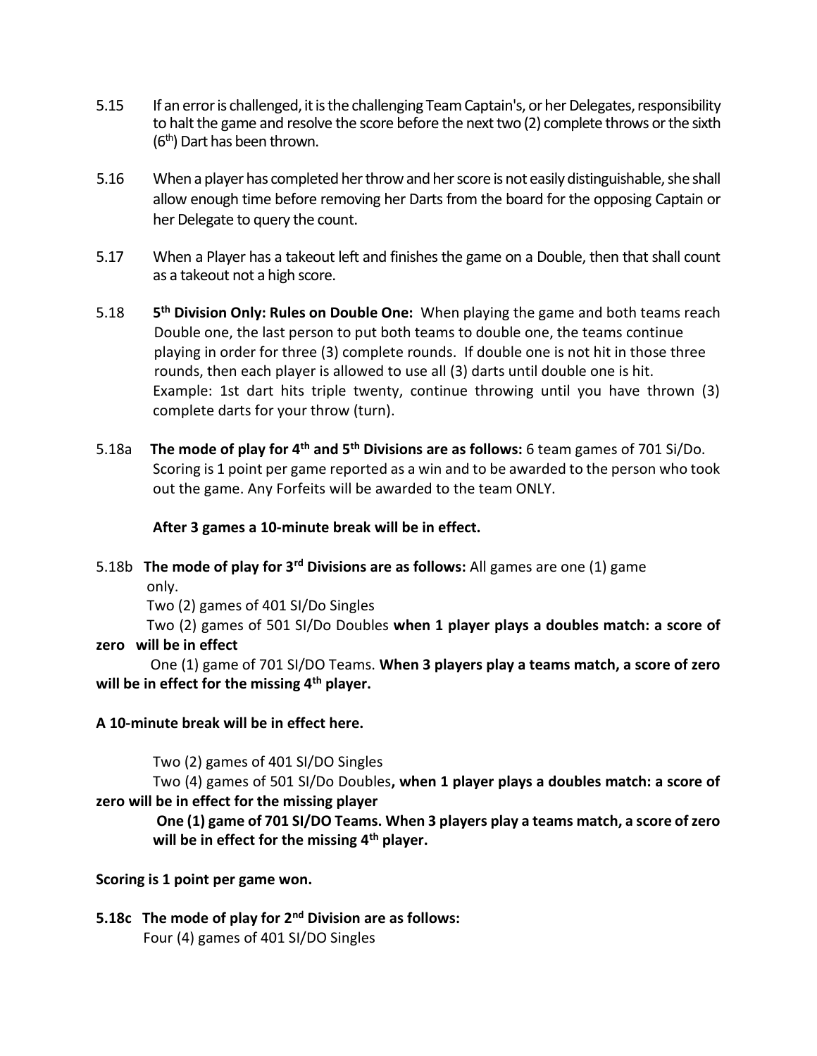5.15 If an error is challenged, it is the challenging Team Captain's, or her Delegates, responsibility to halt the game and resolve the score before the next two (2) complete throws or the sixth (6th) Dart has been thrown.

5.16 When a player has completed her throw and her score is not easily distinguishable, she shall allow enough time before removing her Darts from the board for the opposing Captain or her Delegate to query the count.

5.17 When a Player has a takeout left and finishes the game on a Double, then that shall count as a takeout not a high score.

5.18 **5th Division Only: Rules on Double One:** When playing the game and both teams reach Double one, the last person to put both teams to double one, the teams continue playing in order for three (3) complete rounds. If double one is not hit in those three rounds, then each player is allowed to use all (3) darts until double one is hit. Example: 1st dart hits triple twenty, continue throwing until you have thrown (3) complete darts for your throw (turn).

5.18a **The mode of play for 4th and 5th Divisions are as follows:** 6 team games of 701 Si/Do. Scoring is 1 point per game reported as a win and to be awarded to the person who took out the game. Any Forfeits will be awarded to the team ONLY.

**After 3 games a 10-minute break will be in effect.**

5.18b **The mode of play for 3rd Divisions are as follows:** All games are one (1) game only.

Two (2) games of 401 SI/Do Singles

Two (2) games of 501 SI/Do Doubles **when 1 player plays a doubles match: a score of zero will be in effect**

One (1) game of 701 SI/DO Teams. **When 3 players play a teams match, a score of zero will be in effect for the missing 4th player.**

**A 10-minute break will be in effect here.**

Two (2) games of 401 SI/DO Singles

Two (4) games of 501 SI/Do Doubles**, when 1 player plays a doubles match: a score of zero will be in effect for the missing player**

**One (1) game of 701 SI/DO Teams. When 3 players play a teams match, a score of zero will be in effect for the missing 4th player.**

**Scoring is 1 point per game won.**

**5.18c The mode of play for 2nd Division are as follows:**

Four (4) games of 401 SI/DO Singles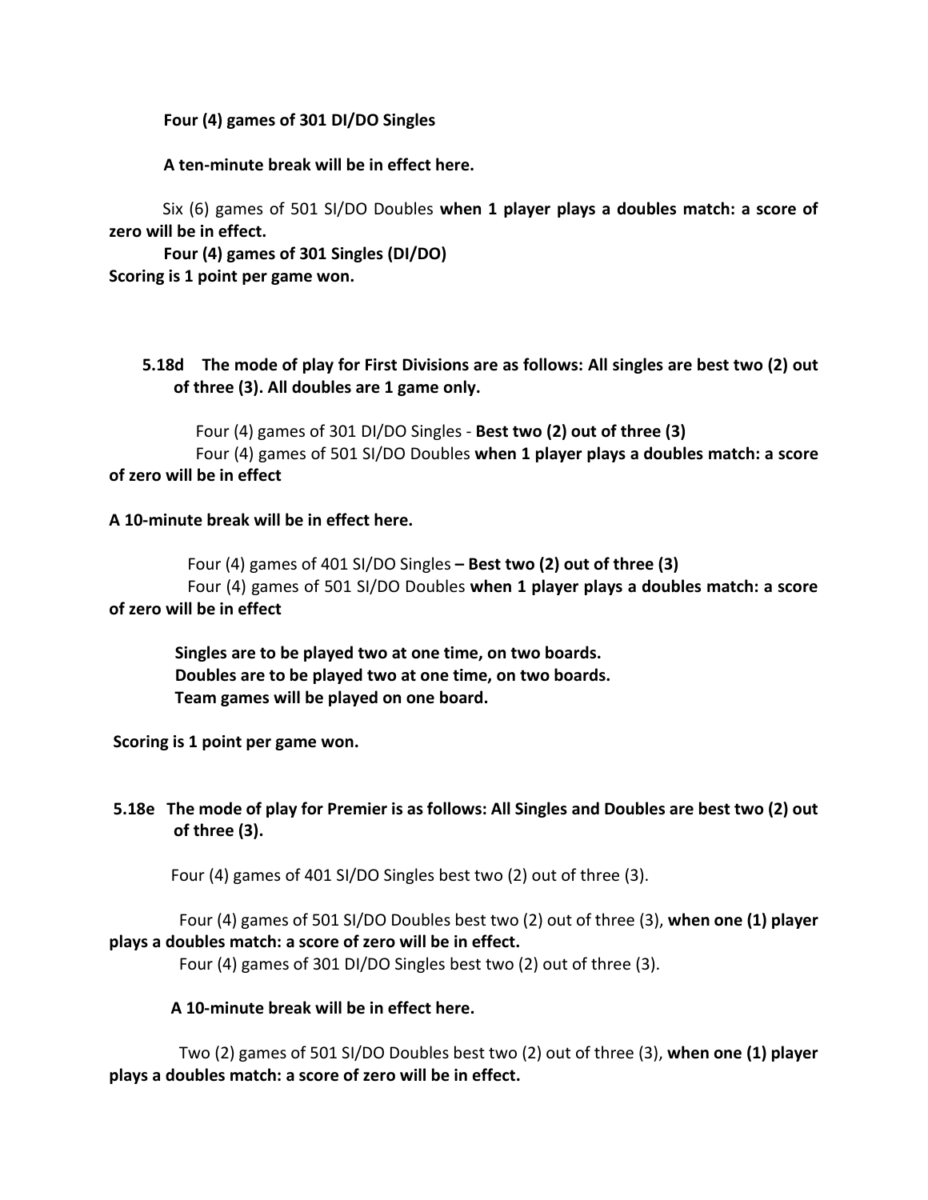**Four (4) games of 301 DI/DO Singles**

**A ten-minute break will be in effect here.**

Six (6) games of 501 SI/DO Doubles **when 1 player plays a doubles match: a score of zero will be in effect.**

**Four (4) games of 301 Singles (DI/DO)**

**Scoring is 1 point per game won.**

**5.18d The mode of play for First Divisions are as follows: All singles are best two (2) out of three (3). All doubles are 1 game only.**

Four (4) games of 301 DI/DO Singles - **Best two (2) out of three (3)**

Four (4) games of 501 SI/DO Doubles **when 1 player plays a doubles match: a score of zero will be in effect**

**A 10-minute break will be in effect here.**

Four (4) games of 401 SI/DO Singles **– Best two (2) out of three (3)**

Four (4) games of 501 SI/DO Doubles **when 1 player plays a doubles match: a score of zero will be in effect**

**Singles are to be played two at one time, on two boards.**
**Doubles are to be played two at one time, on two boards.**
**Team games will be played on one board.**

**Scoring is 1 point per game won.**

**5.18e The mode of play for Premier is as follows: All Singles and Doubles are best two (2) out of three (3).**

Four (4) games of 401 SI/DO Singles best two (2) out of three (3).

Four (4) games of 501 SI/DO Doubles best two (2) out of three (3), **when one (1) player plays a doubles match: a score of zero will be in effect.**

Four (4) games of 301 DI/DO Singles best two (2) out of three (3).

**A 10-minute break will be in effect here.**

Two (2) games of 501 SI/DO Doubles best two (2) out of three (3), **when one (1) player plays a doubles match: a score of zero will be in effect.**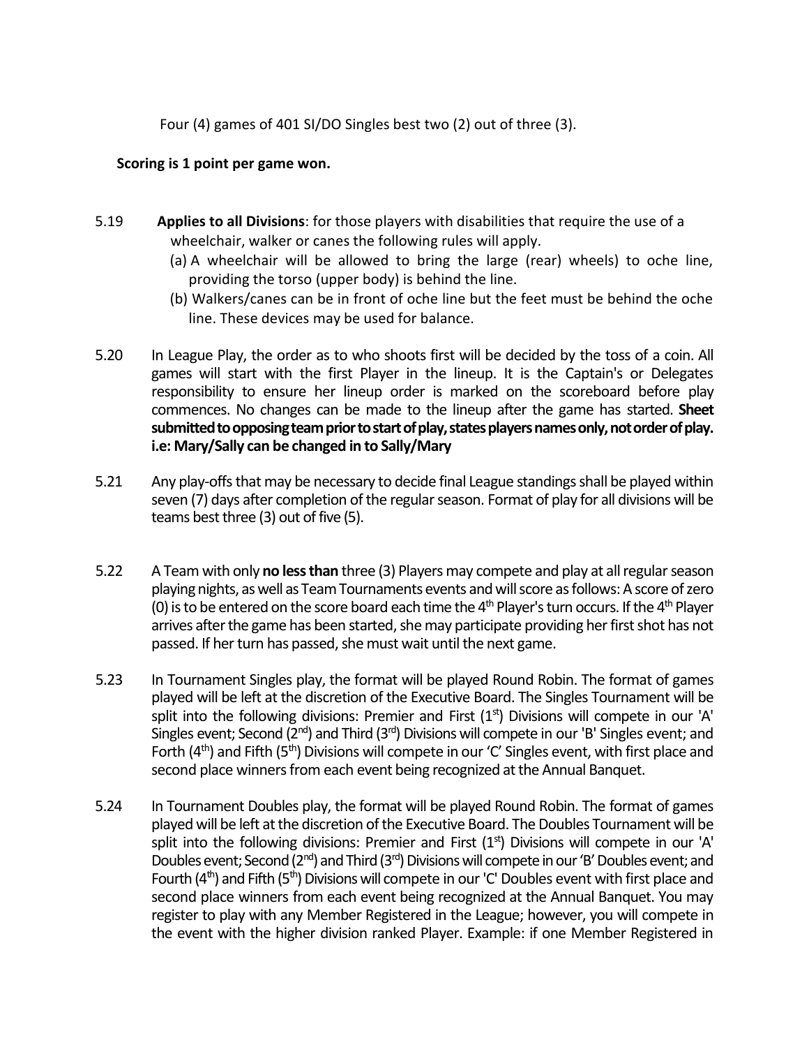Four (4) games of 401 SI/DO Singles best two (2) out of three (3).

**Scoring is 1 point per game won.**

5.19 **Applies to all Divisions**: for those players with disabilities that require the use of a wheelchair, walker or canes the following rules will apply.

(a) A wheelchair will be allowed to bring the large (rear) wheels) to oche line, providing the torso (upper body) is behind the line.

(b) Walkers/canes can be in front of oche line but the feet must be behind the oche line. These devices may be used for balance.

5.20 In League Play, the order as to who shoots first will be decided by the toss of a coin. All games will start with the first Player in the lineup. It is the Captain's or Delegates responsibility to ensure her lineup order is marked on the scoreboard before play commences. No changes can be made to the lineup after the game has started. **Sheet submitted to opposing team prior to start of play, states players names only, not order of play. i.e: Mary/Sally can be changed in to Sally/Mary**

5.21 Any play-offs that may be necessary to decide final League standings shall be played within seven (7) days after completion of the regular season. Format of play for all divisions will be teams best three (3) out of five (5).

5.22 A Team with only **no less than** three (3) Players may compete and play at all regular season playing nights, as well as Team Tournaments events and will score as follows: A score of zero (0) is to be entered on the score board each time the 4th Player's turn occurs. If the 4th Player arrives after the game has been started, she may participate providing her first shot has not passed. If her turn has passed, she must wait until the next game.

5.23 In Tournament Singles play, the format will be played Round Robin. The format of games played will be left at the discretion of the Executive Board. The Singles Tournament will be split into the following divisions: Premier and First (1st) Divisions will compete in our 'A' Singles event; Second (2nd) and Third (3rd) Divisions will compete in our 'B' Singles event; and Forth (4th) and Fifth (5th) Divisions will compete in our 'C' Singles event, with first place and second place winners from each event being recognized at the Annual Banquet.

5.24 In Tournament Doubles play, the format will be played Round Robin. The format of games played will be left at the discretion of the Executive Board. The Doubles Tournament will be split into the following divisions: Premier and First (1st) Divisions will compete in our 'A' Doubles event; Second (2nd) and Third (3rd) Divisions will compete in our 'B' Doubles event; and Fourth (4th) and Fifth (5th) Divisions will compete in our 'C' Doubles event with first place and second place winners from each event being recognized at the Annual Banquet. You may register to play with any Member Registered in the League; however, you will compete in the event with the higher division ranked Player. Example: if one Member Registered in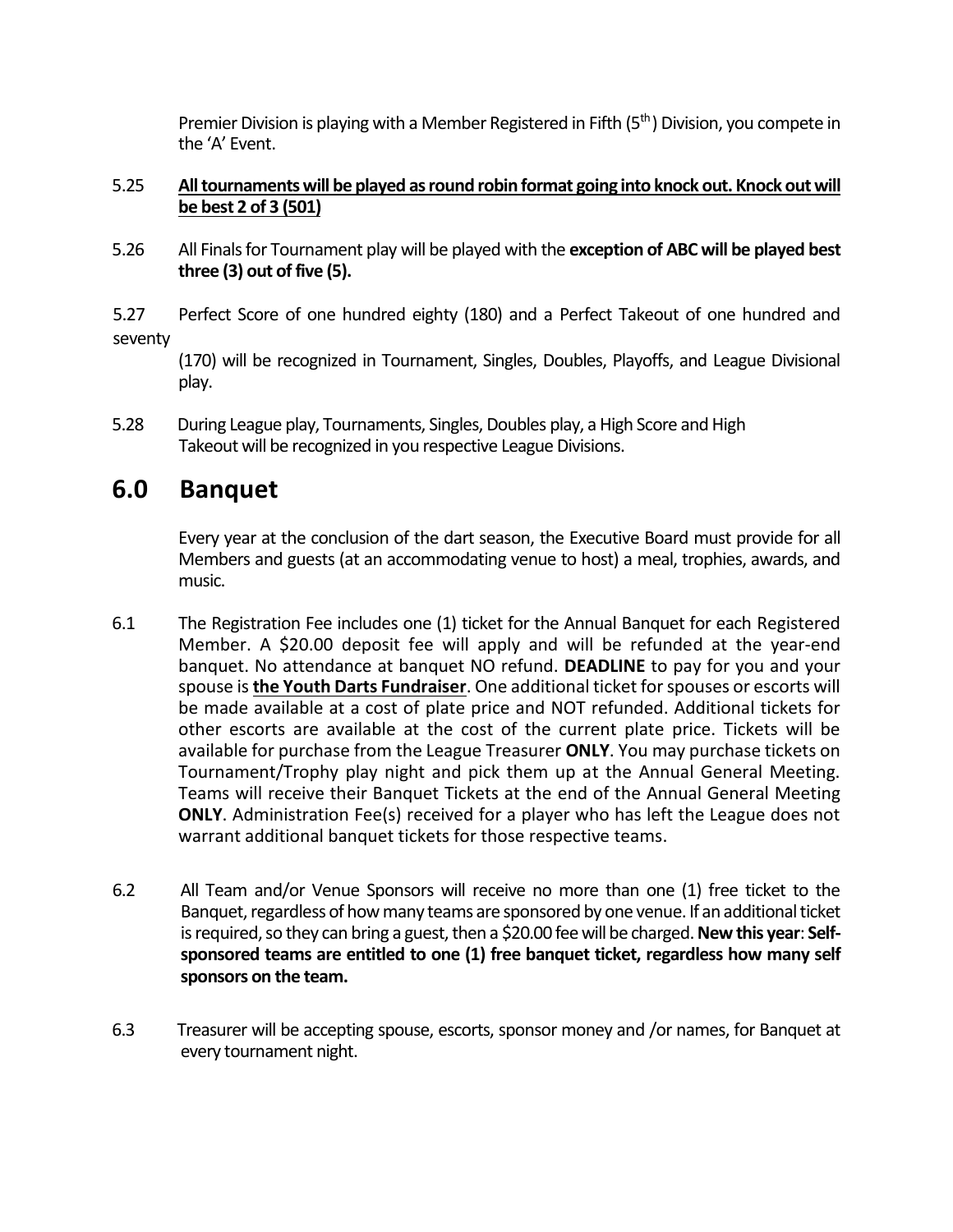Premier Division is playing with a Member Registered in Fifth (5th) Division, you compete in the 'A' Event.

5.25 **<u>All tournaments will be played as round robin format going into knock out. Knock out will be best 2 of 3 (501)</u>**

5.26 All Finals for Tournament play will be played with the **exception of ABC will be played best three (3) out of five (5).**

5.27 Perfect Score of one hundred eighty (180) and a Perfect Takeout of one hundred and seventy (170) will be recognized in Tournament, Singles, Doubles, Playoffs, and League Divisional play.

5.28 During League play, Tournaments, Singles, Doubles play, a High Score and High Takeout will be recognized in you respective League Divisions.

## 6.0 Banquet

Every year at the conclusion of the dart season, the Executive Board must provide for all Members and guests (at an accommodating venue to host) a meal, trophies, awards, and music.

6.1 The Registration Fee includes one (1) ticket for the Annual Banquet for each Registered Member. A $20.00 deposit fee will apply and will be refunded at the year-end banquet. No attendance at banquet NO refund. **DEADLINE** to pay for you and your spouse is **<u>the Youth Darts Fundraiser</u>**. One additional ticket for spouses or escorts will be made available at a cost of plate price and NOT refunded. Additional tickets for other escorts are available at the cost of the current plate price. Tickets will be available for purchase from the League Treasurer **ONLY**. You may purchase tickets on Tournament/Trophy play night and pick them up at the Annual General Meeting. Teams will receive their Banquet Tickets at the end of the Annual General Meeting **ONLY**. Administration Fee(s) received for a player who has left the League does not warrant additional banquet tickets for those respective teams.

6.2 All Team and/or Venue Sponsors will receive no more than one (1) free ticket to the Banquet, regardless of how many teams are sponsored by one venue. If an additional ticket is required, so they can bring a guest, then a $20.00 fee will be charged. **New this year**: **Self-sponsored teams are entitled to one (1) free banquet ticket, regardless how many self sponsors on the team.**

6.3 Treasurer will be accepting spouse, escorts, sponsor money and /or names, for Banquet at every tournament night.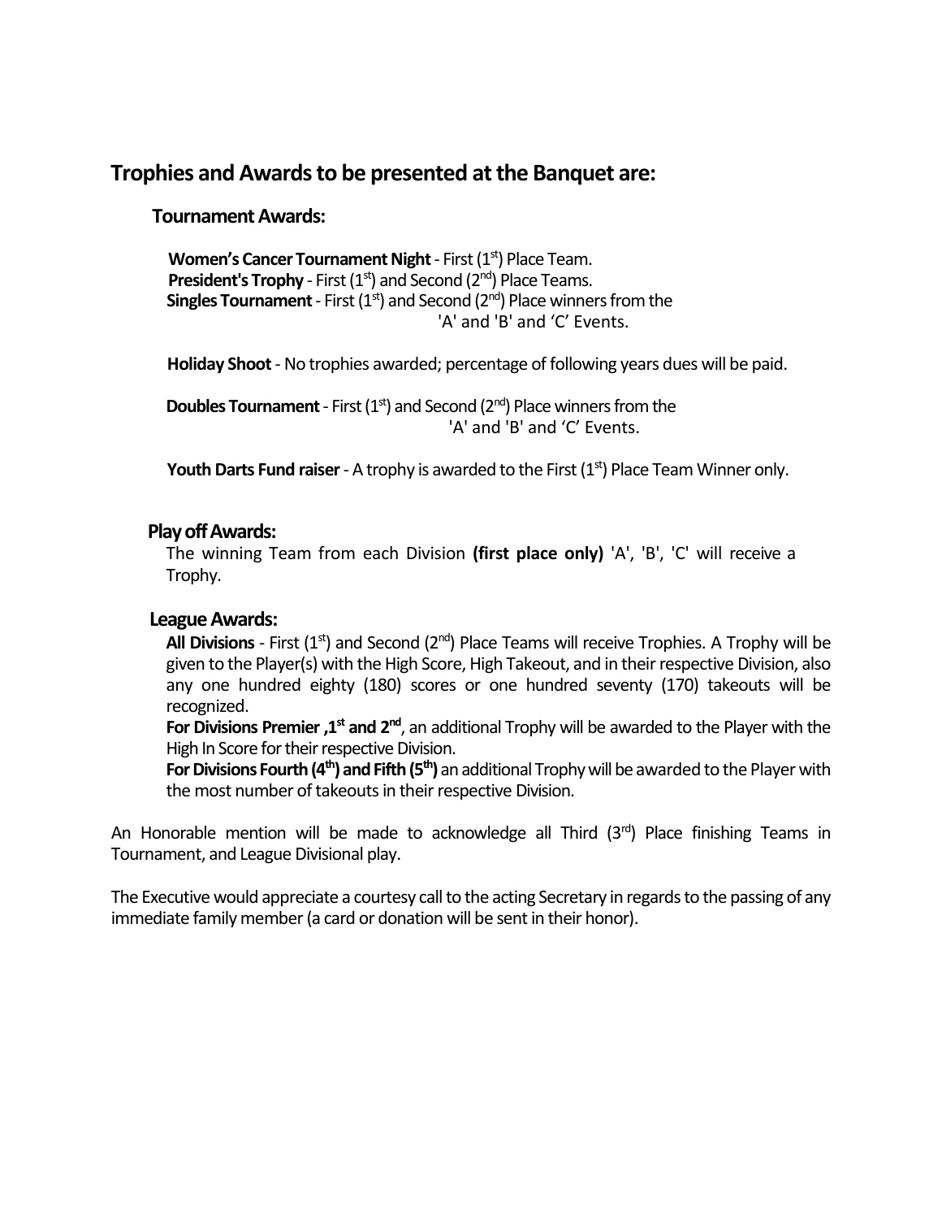## Trophies and Awards to be presented at the Banquet are:

### Tournament Awards:

**Women's Cancer Tournament Night** - First (1st) Place Team.
**President's Trophy** - First (1st) and Second (2nd) Place Teams.
**Singles Tournament** - First (1st) and Second (2nd) Place winners from the 'A' and 'B' and 'C' Events.

**Holiday Shoot** - No trophies awarded; percentage of following years dues will be paid.

**Doubles Tournament** - First (1st) and Second (2nd) Place winners from the 'A' and 'B' and 'C' Events.

**Youth Darts Fund raiser** - A trophy is awarded to the First (1st) Place Team Winner only.

### Play off Awards:

The winning Team from each Division **(first place only)** 'A', 'B', 'C' will receive a Trophy.

### League Awards:

**All Divisions** - First (1st) and Second (2nd) Place Teams will receive Trophies. A Trophy will be given to the Player(s) with the High Score, High Takeout, and in their respective Division, also any one hundred eighty (180) scores or one hundred seventy (170) takeouts will be recognized.
**For Divisions Premier ,1st and 2nd**, an additional Trophy will be awarded to the Player with the High In Score for their respective Division.
**For Divisions Fourth (4th) and Fifth (5th)** an additional Trophy will be awarded to the Player with the most number of takeouts in their respective Division.

An Honorable mention will be made to acknowledge all Third (3rd) Place finishing Teams in Tournament, and League Divisional play.

The Executive would appreciate a courtesy call to the acting Secretary in regards to the passing of any immediate family member (a card or donation will be sent in their honor).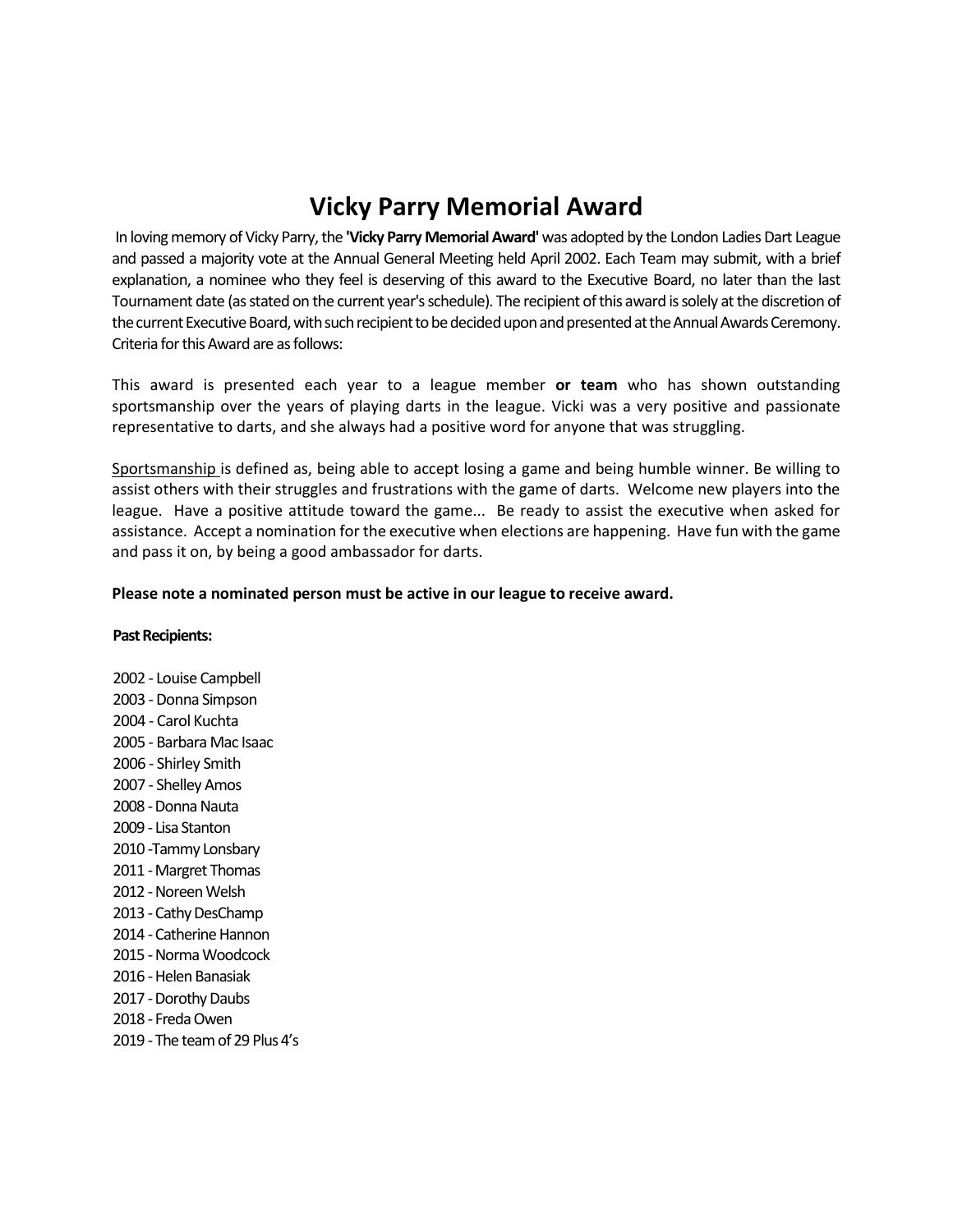# Vicky Parry Memorial Award

In loving memory of Vicky Parry, the **'Vicky Parry Memorial Award'** was adopted by the London Ladies Dart League and passed a majority vote at the Annual General Meeting held April 2002. Each Team may submit, with a brief explanation, a nominee who they feel is deserving of this award to the Executive Board, no later than the last Tournament date (as stated on the current year's schedule). The recipient of this award is solely at the discretion of the current Executive Board, with such recipient to be decided upon and presented at the Annual Awards Ceremony. Criteria for this Award are as follows:

This award is presented each year to a league member **or team** who has shown outstanding sportsmanship over the years of playing darts in the league. Vicki was a very positive and passionate representative to darts, and she always had a positive word for anyone that was struggling.

<u>Sportsmanship</u> is defined as, being able to accept losing a game and being humble winner. Be willing to assist others with their struggles and frustrations with the game of darts. Welcome new players into the league. Have a positive attitude toward the game... Be ready to assist the executive when asked for assistance. Accept a nomination for the executive when elections are happening. Have fun with the game and pass it on, by being a good ambassador for darts.

**Please note a nominated person must be active in our league to receive award.**

**Past Recipients:**

2002 - Louise Campbell
2003 - Donna Simpson
2004 - Carol Kuchta
2005 - Barbara Mac Isaac
2006 - Shirley Smith
2007 - Shelley Amos
2008 - Donna Nauta
2009 - Lisa Stanton
2010 -Tammy Lonsbary
2011 - Margret Thomas
2012 - Noreen Welsh
2013 - Cathy DesChamp
2014 - Catherine Hannon
2015 - Norma Woodcock
2016 - Helen Banasiak
2017 - Dorothy Daubs
2018 - Freda Owen
2019 - The team of 29 Plus 4's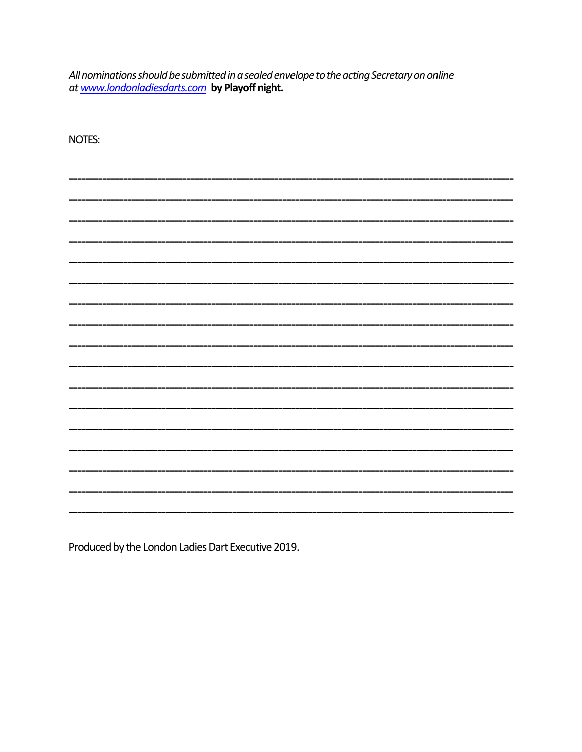*All nominations should be submitted in a sealed envelope to the acting Secretary on online at [www.londonladiesdarts.com](http://www.londonladiesdarts.com)* **by Playoff night.**

NOTES:

Produced by the London Ladies Dart Executive 2019.